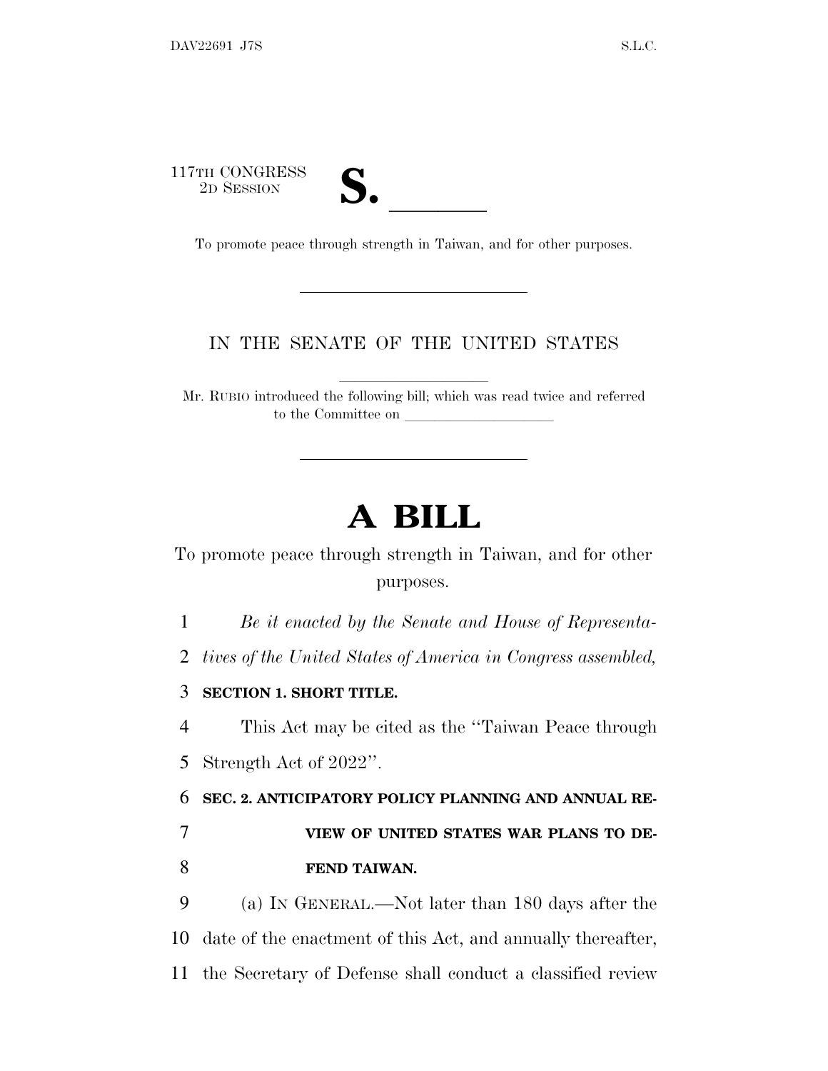117TH CONGRESS
2D SESSION

**S. \_\_\_\_\_\_**

To promote peace through strength in Taiwan, and for other purposes.

---

IN THE SENATE OF THE UNITED STATES

Mr. RUBIO introduced the following bill; which was read twice and referred to the Committee on \_\_\_\_\_\_\_\_\_\_\_\_\_\_\_\_\_\_\_\_

---

# A BILL

To promote peace through strength in Taiwan, and for other purposes.

1 *Be it enacted by the Senate and House of Representa-*
2 *tives of the United States of America in Congress assembled,*

3 **SECTION 1. SHORT TITLE.**

4 This Act may be cited as the ''Taiwan Peace through
5 Strength Act of 2022''.

6 **SEC. 2. ANTICIPATORY POLICY PLANNING AND ANNUAL RE-**
7 **VIEW OF UNITED STATES WAR PLANS TO DE-**
8 **FEND TAIWAN.**

9 (a) IN GENERAL.—Not later than 180 days after the
10 date of the enactment of this Act, and annually thereafter,
11 the Secretary of Defense shall conduct a classified review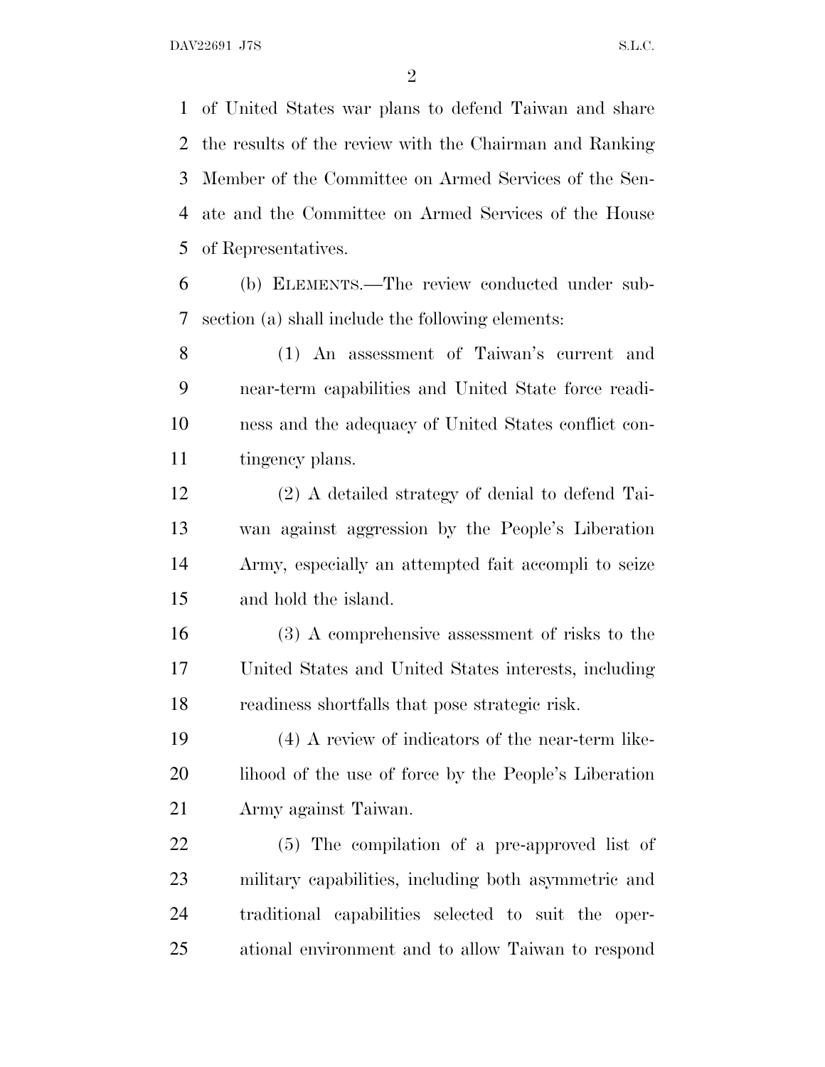of United States war plans to defend Taiwan and share the results of the review with the Chairman and Ranking Member of the Committee on Armed Services of the Senate and the Committee on Armed Services of the House of Representatives.

(b) ELEMENTS.—The review conducted under subsection (a) shall include the following elements:

(1) An assessment of Taiwan's current and near-term capabilities and United State force readiness and the adequacy of United States conflict contingency plans.

(2) A detailed strategy of denial to defend Taiwan against aggression by the People's Liberation Army, especially an attempted fait accompli to seize and hold the island.

(3) A comprehensive assessment of risks to the United States and United States interests, including readiness shortfalls that pose strategic risk.

(4) A review of indicators of the near-term likelihood of the use of force by the People's Liberation Army against Taiwan.

(5) The compilation of a pre-approved list of military capabilities, including both asymmetric and traditional capabilities selected to suit the operational environment and to allow Taiwan to respond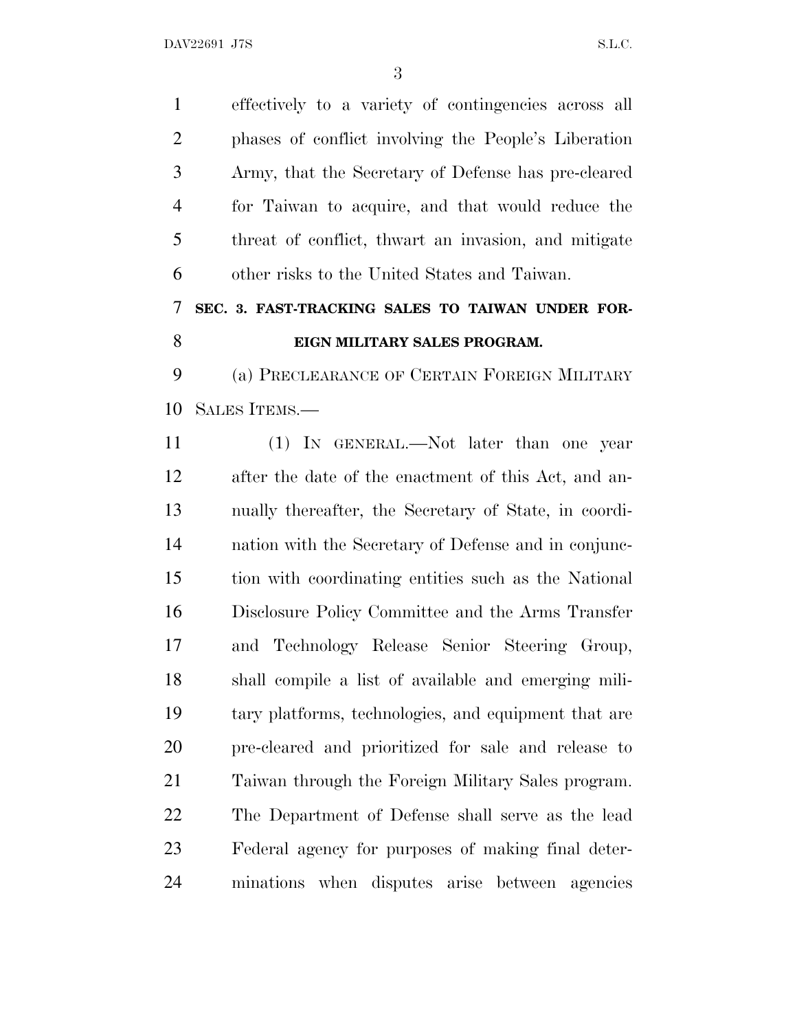effectively to a variety of contingencies across all phases of conflict involving the People's Liberation Army, that the Secretary of Defense has pre-cleared for Taiwan to acquire, and that would reduce the threat of conflict, thwart an invasion, and mitigate other risks to the United States and Taiwan.

**SEC. 3. FAST-TRACKING SALES TO TAIWAN UNDER FOREIGN MILITARY SALES PROGRAM.**

(a) PRECLEARANCE OF CERTAIN FOREIGN MILITARY SALES ITEMS.—

(1) IN GENERAL.—Not later than one year after the date of the enactment of this Act, and annually thereafter, the Secretary of State, in coordination with the Secretary of Defense and in conjunction with coordinating entities such as the National Disclosure Policy Committee and the Arms Transfer and Technology Release Senior Steering Group, shall compile a list of available and emerging military platforms, technologies, and equipment that are pre-cleared and prioritized for sale and release to Taiwan through the Foreign Military Sales program. The Department of Defense shall serve as the lead Federal agency for purposes of making final determinations when disputes arise between agencies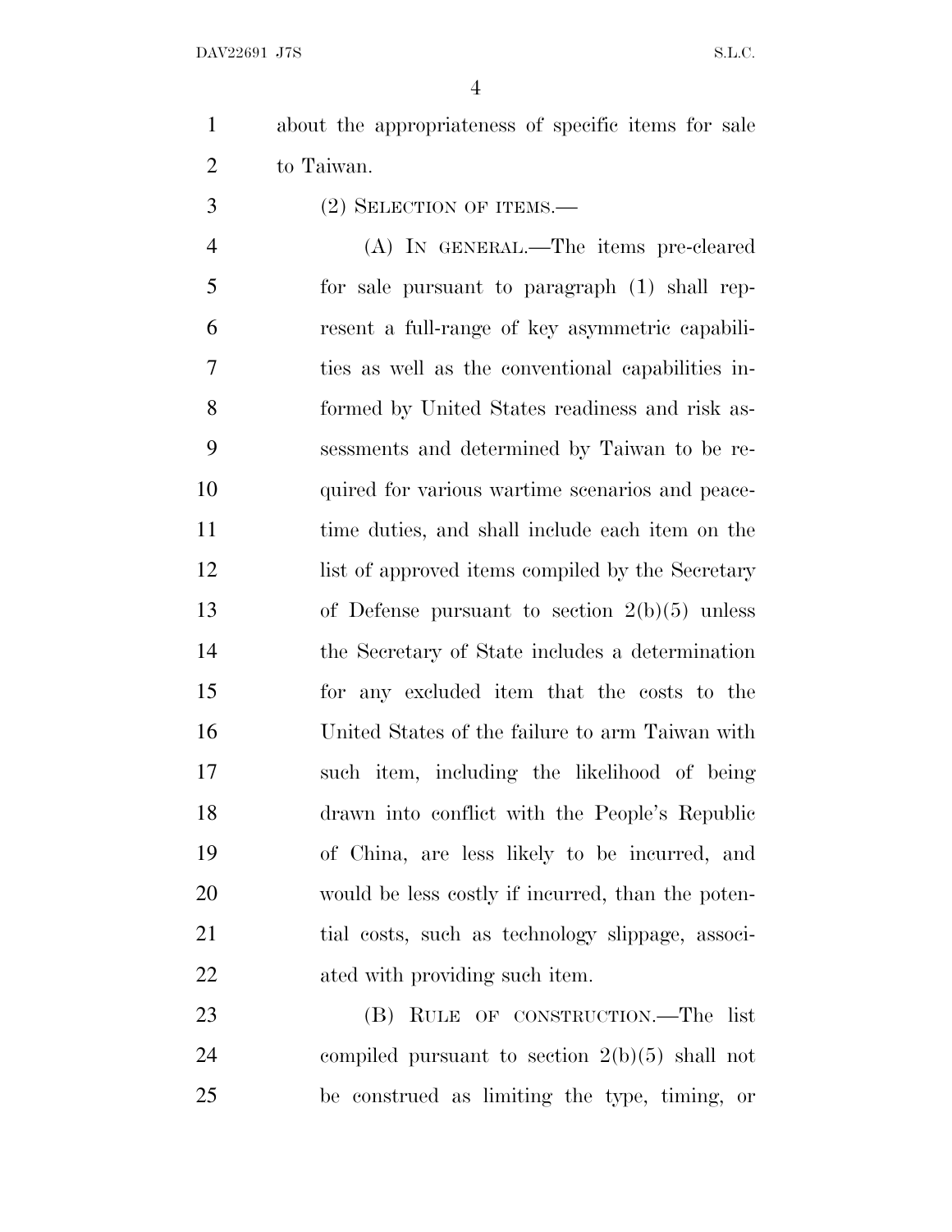about the appropriateness of specific items for sale to Taiwan.

(2) SELECTION OF ITEMS.—

(A) IN GENERAL.—The items pre-cleared for sale pursuant to paragraph (1) shall represent a full-range of key asymmetric capabilities as well as the conventional capabilities informed by United States readiness and risk assessments and determined by Taiwan to be required for various wartime scenarios and peacetime duties, and shall include each item on the list of approved items compiled by the Secretary of Defense pursuant to section 2(b)(5) unless the Secretary of State includes a determination for any excluded item that the costs to the United States of the failure to arm Taiwan with such item, including the likelihood of being drawn into conflict with the People's Republic of China, are less likely to be incurred, and would be less costly if incurred, than the potential costs, such as technology slippage, associated with providing such item.

(B) RULE OF CONSTRUCTION.—The list compiled pursuant to section 2(b)(5) shall not be construed as limiting the type, timing, or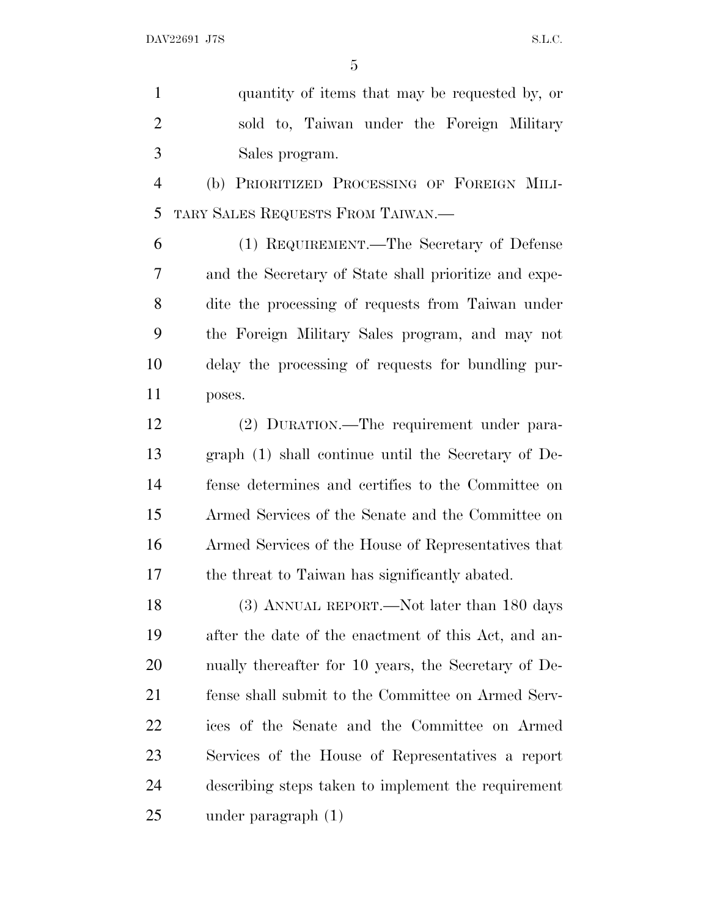quantity of items that may be requested by, or sold to, Taiwan under the Foreign Military Sales program.

(b) PRIORITIZED PROCESSING OF FOREIGN MILITARY SALES REQUESTS FROM TAIWAN.—

(1) REQUIREMENT.—The Secretary of Defense and the Secretary of State shall prioritize and expedite the processing of requests from Taiwan under the Foreign Military Sales program, and may not delay the processing of requests for bundling purposes.

(2) DURATION.—The requirement under paragraph (1) shall continue until the Secretary of Defense determines and certifies to the Committee on Armed Services of the Senate and the Committee on Armed Services of the House of Representatives that the threat to Taiwan has significantly abated.

(3) ANNUAL REPORT.—Not later than 180 days after the date of the enactment of this Act, and annually thereafter for 10 years, the Secretary of Defense shall submit to the Committee on Armed Services of the Senate and the Committee on Armed Services of the House of Representatives a report describing steps taken to implement the requirement under paragraph (1)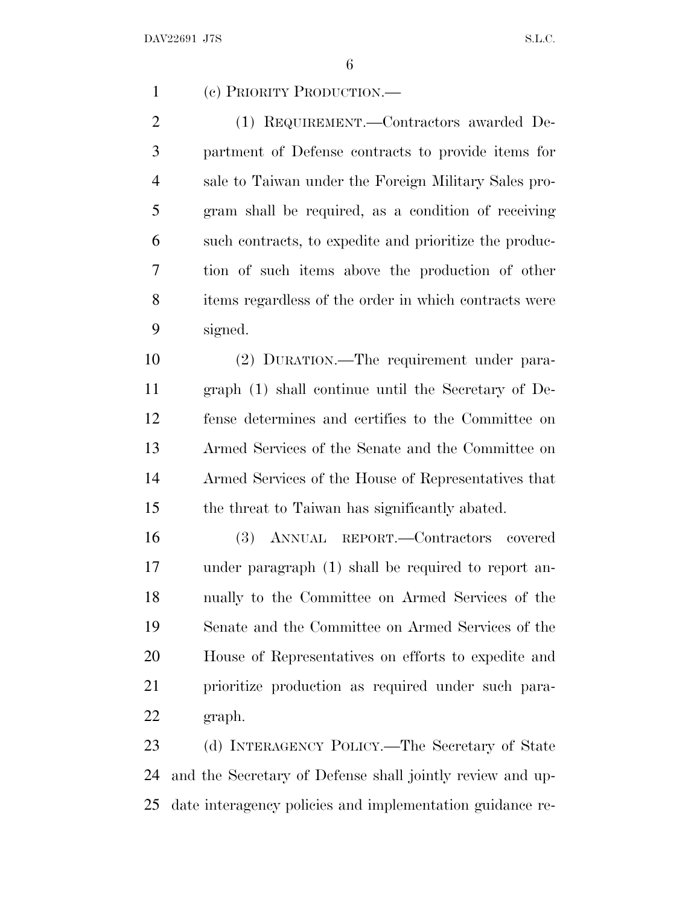(c) PRIORITY PRODUCTION.—

(1) REQUIREMENT.—Contractors awarded Department of Defense contracts to provide items for sale to Taiwan under the Foreign Military Sales program shall be required, as a condition of receiving such contracts, to expedite and prioritize the production of such items above the production of other items regardless of the order in which contracts were signed.

(2) DURATION.—The requirement under paragraph (1) shall continue until the Secretary of Defense determines and certifies to the Committee on Armed Services of the Senate and the Committee on Armed Services of the House of Representatives that the threat to Taiwan has significantly abated.

(3) ANNUAL REPORT.—Contractors covered under paragraph (1) shall be required to report annually to the Committee on Armed Services of the Senate and the Committee on Armed Services of the House of Representatives on efforts to expedite and prioritize production as required under such paragraph.

(d) INTERAGENCY POLICY.—The Secretary of State and the Secretary of Defense shall jointly review and update interagency policies and implementation guidance re-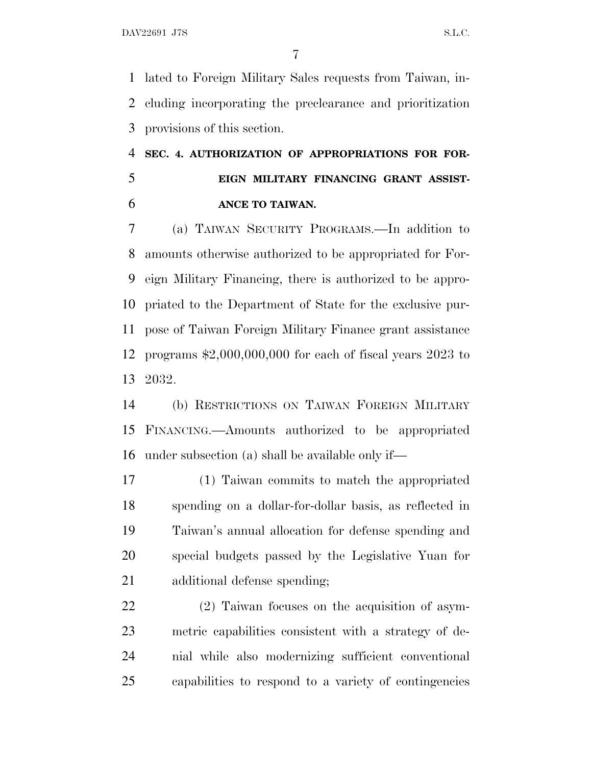lated to Foreign Military Sales requests from Taiwan, including incorporating the preclearance and prioritization provisions of this section.

**SEC. 4. AUTHORIZATION OF APPROPRIATIONS FOR FOREIGN MILITARY FINANCING GRANT ASSISTANCE TO TAIWAN.**

(a) TAIWAN SECURITY PROGRAMS.—In addition to amounts otherwise authorized to be appropriated for Foreign Military Financing, there is authorized to be appropriated to the Department of State for the exclusive purpose of Taiwan Foreign Military Finance grant assistance programs $2,000,000,000 for each of fiscal years 2023 to 2032.

(b) RESTRICTIONS ON TAIWAN FOREIGN MILITARY FINANCING.—Amounts authorized to be appropriated under subsection (a) shall be available only if—

(1) Taiwan commits to match the appropriated spending on a dollar-for-dollar basis, as reflected in Taiwan's annual allocation for defense spending and special budgets passed by the Legislative Yuan for additional defense spending;

(2) Taiwan focuses on the acquisition of asymmetric capabilities consistent with a strategy of denial while also modernizing sufficient conventional capabilities to respond to a variety of contingencies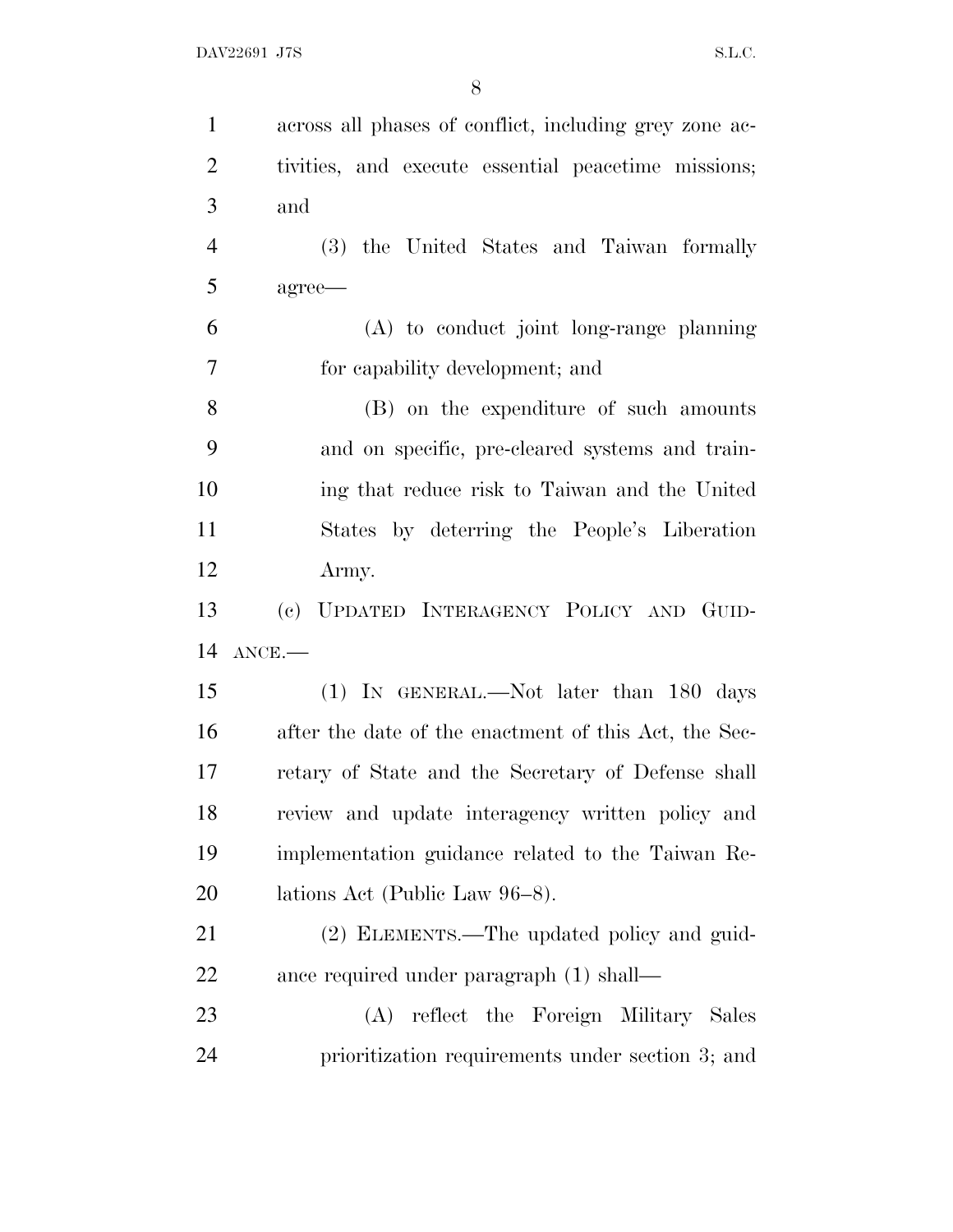across all phases of conflict, including grey zone activities, and execute essential peacetime missions; and

(3) the United States and Taiwan formally agree—

(A) to conduct joint long-range planning for capability development; and

(B) on the expenditure of such amounts and on specific, pre-cleared systems and training that reduce risk to Taiwan and the United States by deterring the People's Liberation Army.

(c) UPDATED INTERAGENCY POLICY AND GUIDANCE.—

(1) IN GENERAL.—Not later than 180 days after the date of the enactment of this Act, the Secretary of State and the Secretary of Defense shall review and update interagency written policy and implementation guidance related to the Taiwan Relations Act (Public Law 96–8).

(2) ELEMENTS.—The updated policy and guidance required under paragraph (1) shall—

(A) reflect the Foreign Military Sales prioritization requirements under section 3; and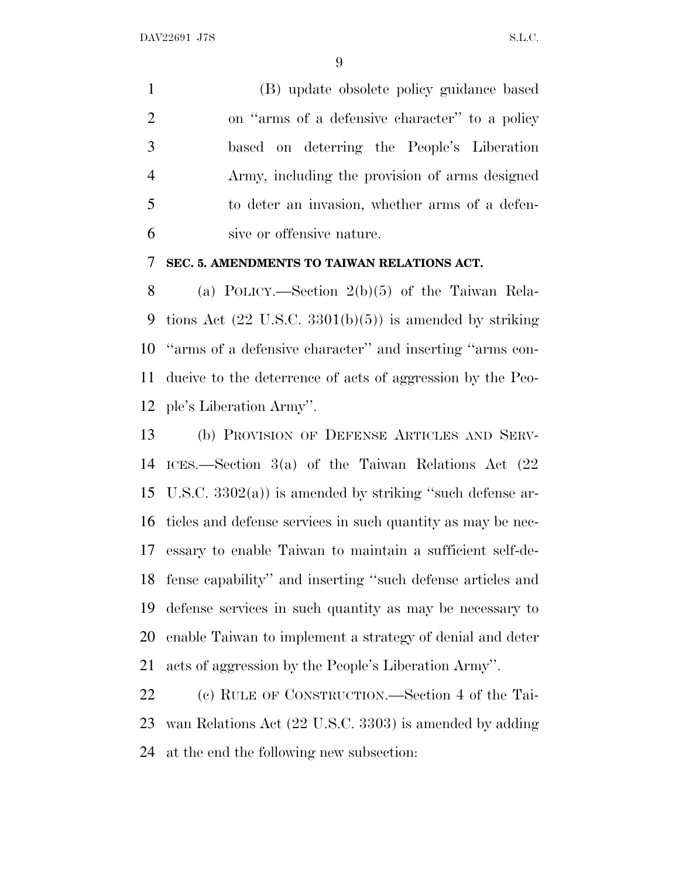(B) update obsolete policy guidance based on ''arms of a defensive character'' to a policy based on deterring the People's Liberation Army, including the provision of arms designed to deter an invasion, whether arms of a defensive or offensive nature.

**SEC. 5. AMENDMENTS TO TAIWAN RELATIONS ACT.**

(a) POLICY.—Section 2(b)(5) of the Taiwan Relations Act (22 U.S.C. 3301(b)(5)) is amended by striking ''arms of a defensive character'' and inserting ''arms conducive to the deterrence of acts of aggression by the People's Liberation Army''.

(b) PROVISION OF DEFENSE ARTICLES AND SERVICES.—Section 3(a) of the Taiwan Relations Act (22 U.S.C. 3302(a)) is amended by striking ''such defense articles and defense services in such quantity as may be necessary to enable Taiwan to maintain a sufficient self-defense capability'' and inserting ''such defense articles and defense services in such quantity as may be necessary to enable Taiwan to implement a strategy of denial and deter acts of aggression by the People's Liberation Army''.

(c) RULE OF CONSTRUCTION.—Section 4 of the Taiwan Relations Act (22 U.S.C. 3303) is amended by adding at the end the following new subsection: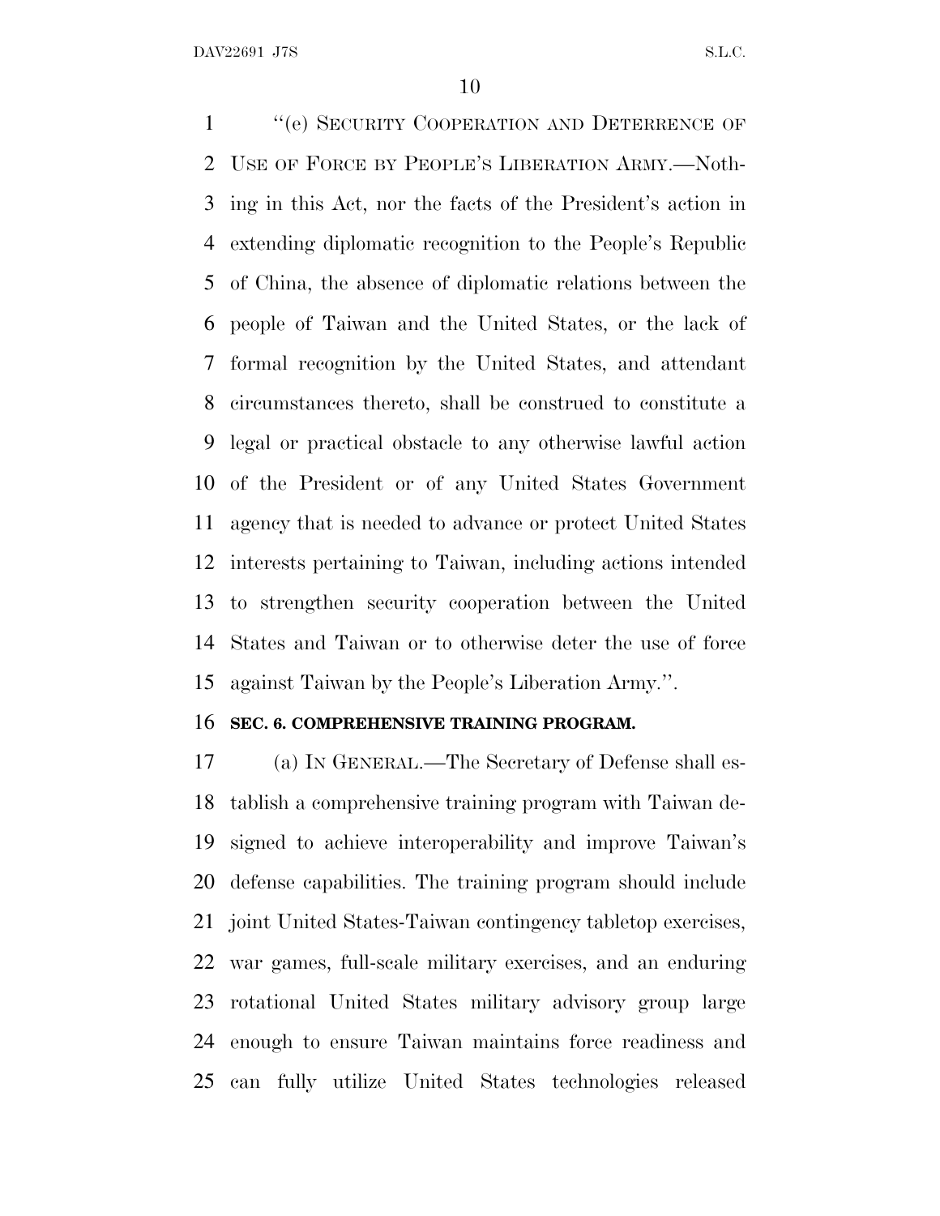"(e) SECURITY COOPERATION AND DETERRENCE OF USE OF FORCE BY PEOPLE'S LIBERATION ARMY.—Nothing in this Act, nor the facts of the President's action in extending diplomatic recognition to the People's Republic of China, the absence of diplomatic relations between the people of Taiwan and the United States, or the lack of formal recognition by the United States, and attendant circumstances thereto, shall be construed to constitute a legal or practical obstacle to any otherwise lawful action of the President or of any United States Government agency that is needed to advance or protect United States interests pertaining to Taiwan, including actions intended to strengthen security cooperation between the United States and Taiwan or to otherwise deter the use of force against Taiwan by the People's Liberation Army.".

**SEC. 6. COMPREHENSIVE TRAINING PROGRAM.**

(a) IN GENERAL.—The Secretary of Defense shall establish a comprehensive training program with Taiwan designed to achieve interoperability and improve Taiwan's defense capabilities. The training program should include joint United States-Taiwan contingency tabletop exercises, war games, full-scale military exercises, and an enduring rotational United States military advisory group large enough to ensure Taiwan maintains force readiness and can fully utilize United States technologies released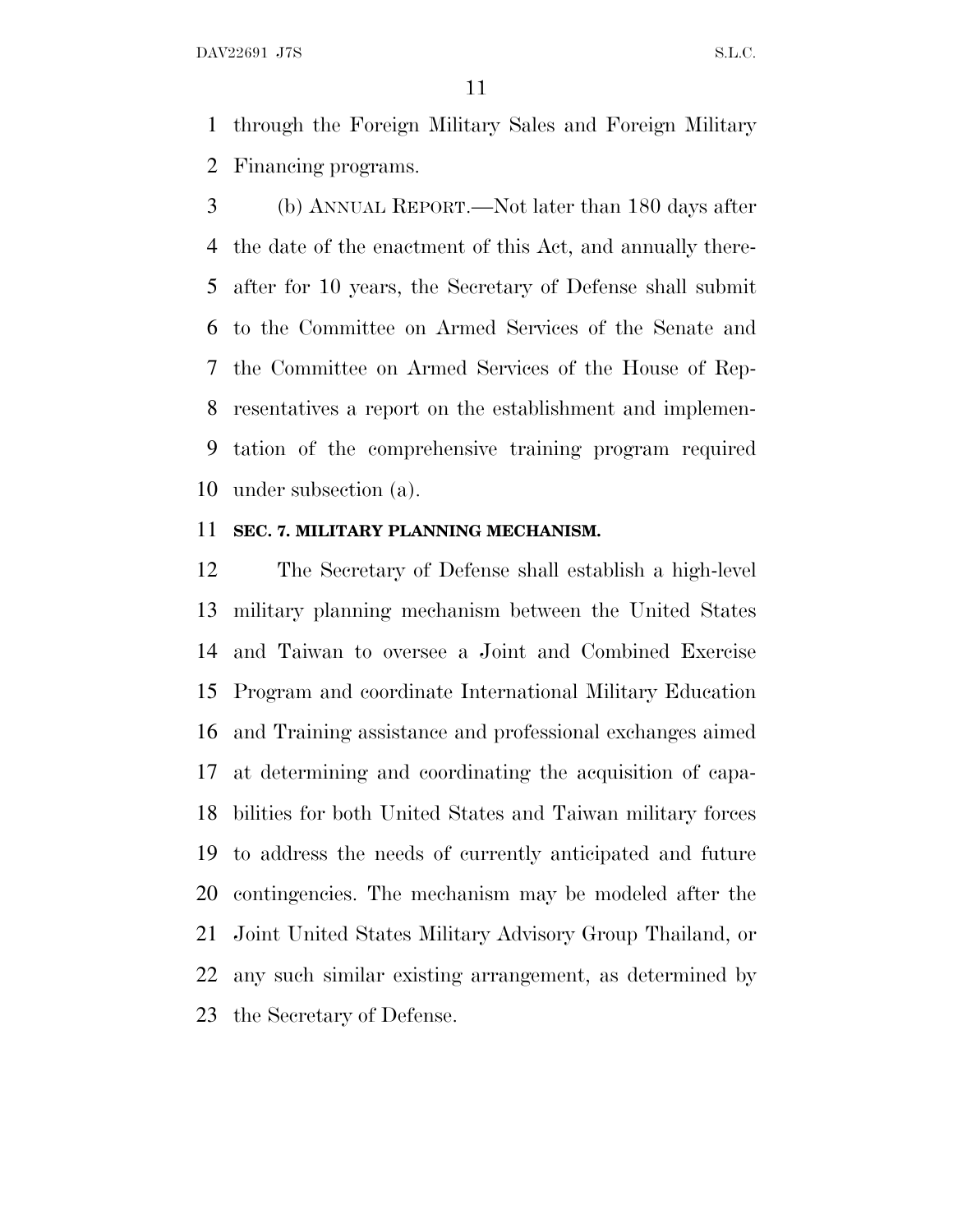through the Foreign Military Sales and Foreign Military Financing programs.

(b) ANNUAL REPORT.—Not later than 180 days after the date of the enactment of this Act, and annually thereafter for 10 years, the Secretary of Defense shall submit to the Committee on Armed Services of the Senate and the Committee on Armed Services of the House of Representatives a report on the establishment and implementation of the comprehensive training program required under subsection (a).

**SEC. 7. MILITARY PLANNING MECHANISM.**

The Secretary of Defense shall establish a high-level military planning mechanism between the United States and Taiwan to oversee a Joint and Combined Exercise Program and coordinate International Military Education and Training assistance and professional exchanges aimed at determining and coordinating the acquisition of capabilities for both United States and Taiwan military forces to address the needs of currently anticipated and future contingencies. The mechanism may be modeled after the Joint United States Military Advisory Group Thailand, or any such similar existing arrangement, as determined by the Secretary of Defense.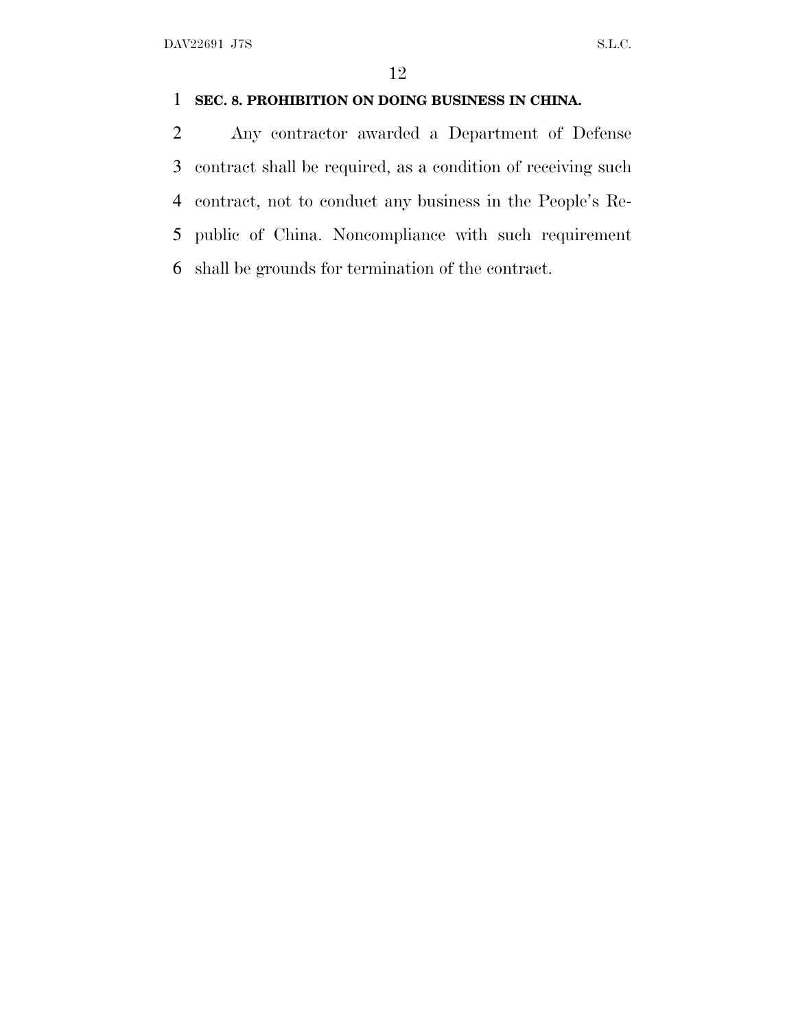**SEC. 8. PROHIBITION ON DOING BUSINESS IN CHINA.**

Any contractor awarded a Department of Defense contract shall be required, as a condition of receiving such contract, not to conduct any business in the People's Republic of China. Noncompliance with such requirement shall be grounds for termination of the contract.